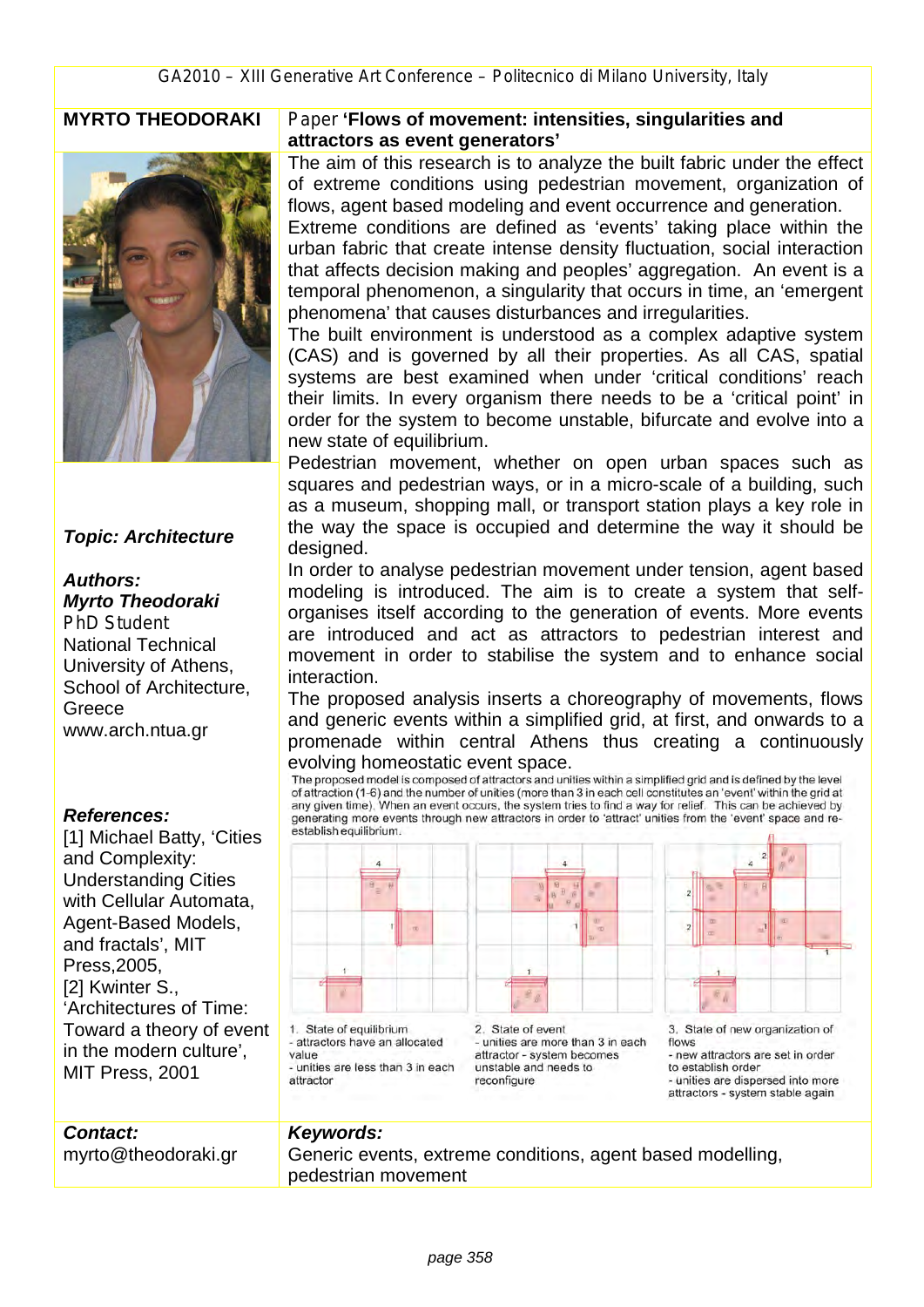**MYRTO THEODORAKI**

Paper **'Flows of movement: intensities, singularities and attractors as event generators'**

*Topic: Architecture*

***Authors:***
***Myrto Theodoraki***
PhD Student
National Technical University of Athens, School of Architecture, Greece
www.arch.ntua.gr

***References:***
[1] Michael Batty, 'Cities and Complexity: Understanding Cities with Cellular Automata, Agent-Based Models, and fractals', MIT Press,2005,
[2] Kwinter S., 'Architectures of Time: Toward a theory of event in the modern culture', MIT Press, 2001

The aim of this research is to analyze the built fabric under the effect of extreme conditions using pedestrian movement, organization of flows, agent based modeling and event occurrence and generation.
Extreme conditions are defined as 'events' taking place within the urban fabric that create intense density fluctuation, social interaction that affects decision making and peoples' aggregation. An event is a temporal phenomenon, a singularity that occurs in time, an 'emergent phenomena' that causes disturbances and irregularities.
The built environment is understood as a complex adaptive system (CAS) and is governed by all their properties. As all CAS, spatial systems are best examined when under 'critical conditions' reach their limits. In every organism there needs to be a 'critical point' in order for the system to become unstable, bifurcate and evolve into a new state of equilibrium.
Pedestrian movement, whether on open urban spaces such as squares and pedestrian ways, or in a micro-scale of a building, such as a museum, shopping mall, or transport station plays a key role in the way the space is occupied and determine the way it should be designed.
In order to analyse pedestrian movement under tension, agent based modeling is introduced. The aim is to create a system that self-organises itself according to the generation of events. More events are introduced and act as attractors to pedestrian interest and movement in order to stabilise the system and to enhance social interaction.
The proposed analysis inserts a choreography of movements, flows and generic events within a simplified grid, at first, and onwards to a promenade within central Athens thus creating a continuously evolving homeostatic event space.

The proposed model is composed of attractors and unities within a simplified grid and is defined by the level of attraction (1-6) and the number of unities (more than 3 in each cell constitutes an 'event' within the grid at any given time). When an event occurs, the system tries to find a way for relief. This can be achieved by generating more events through new attractors in order to 'attract' unities from the 'event' space and re-establish equilibrium.

1. State of equilibrium
- attractors have an allocated value
- unities are less than 3 in each attractor

2. State of event
- unities are more than 3 in each attractor - system becomes unstable and needs to reconfigure

3. State of new organization of flows
- new attractors are set in order to establish order
- unities are dispersed into more attractors - system stable again

***Contact:***
myrto@theodoraki.gr

***Keywords:***
Generic events, extreme conditions, agent based modelling, pedestrian movement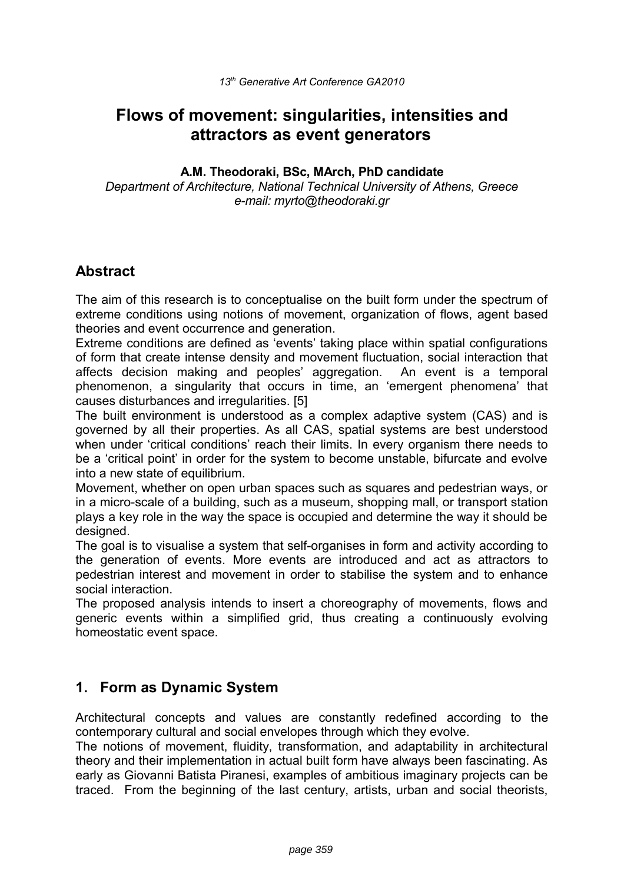# Flows of movement: singularities, intensities and attractors as event generators

**A.M. Theodoraki, BSc, MArch, PhD candidate**

*Department of Architecture, National Technical University of Athens, Greece*
*e-mail: myrto@theodoraki.gr*

## Abstract

The aim of this research is to conceptualise on the built form under the spectrum of extreme conditions using notions of movement, organization of flows, agent based theories and event occurrence and generation.

Extreme conditions are defined as 'events' taking place within spatial configurations of form that create intense density and movement fluctuation, social interaction that affects decision making and peoples' aggregation. An event is a temporal phenomenon, a singularity that occurs in time, an 'emergent phenomena' that causes disturbances and irregularities. [5]

The built environment is understood as a complex adaptive system (CAS) and is governed by all their properties. As all CAS, spatial systems are best understood when under 'critical conditions' reach their limits. In every organism there needs to be a 'critical point' in order for the system to become unstable, bifurcate and evolve into a new state of equilibrium.

Movement, whether on open urban spaces such as squares and pedestrian ways, or in a micro-scale of a building, such as a museum, shopping mall, or transport station plays a key role in the way the space is occupied and determine the way it should be designed.

The goal is to visualise a system that self-organises in form and activity according to the generation of events. More events are introduced and act as attractors to pedestrian interest and movement in order to stabilise the system and to enhance social interaction.

The proposed analysis intends to insert a choreography of movements, flows and generic events within a simplified grid, thus creating a continuously evolving homeostatic event space.

## 1. Form as Dynamic System

Architectural concepts and values are constantly redefined according to the contemporary cultural and social envelopes through which they evolve.

The notions of movement, fluidity, transformation, and adaptability in architectural theory and their implementation in actual built form have always been fascinating. As early as Giovanni Batista Piranesi, examples of ambitious imaginary projects can be traced. From the beginning of the last century, artists, urban and social theorists,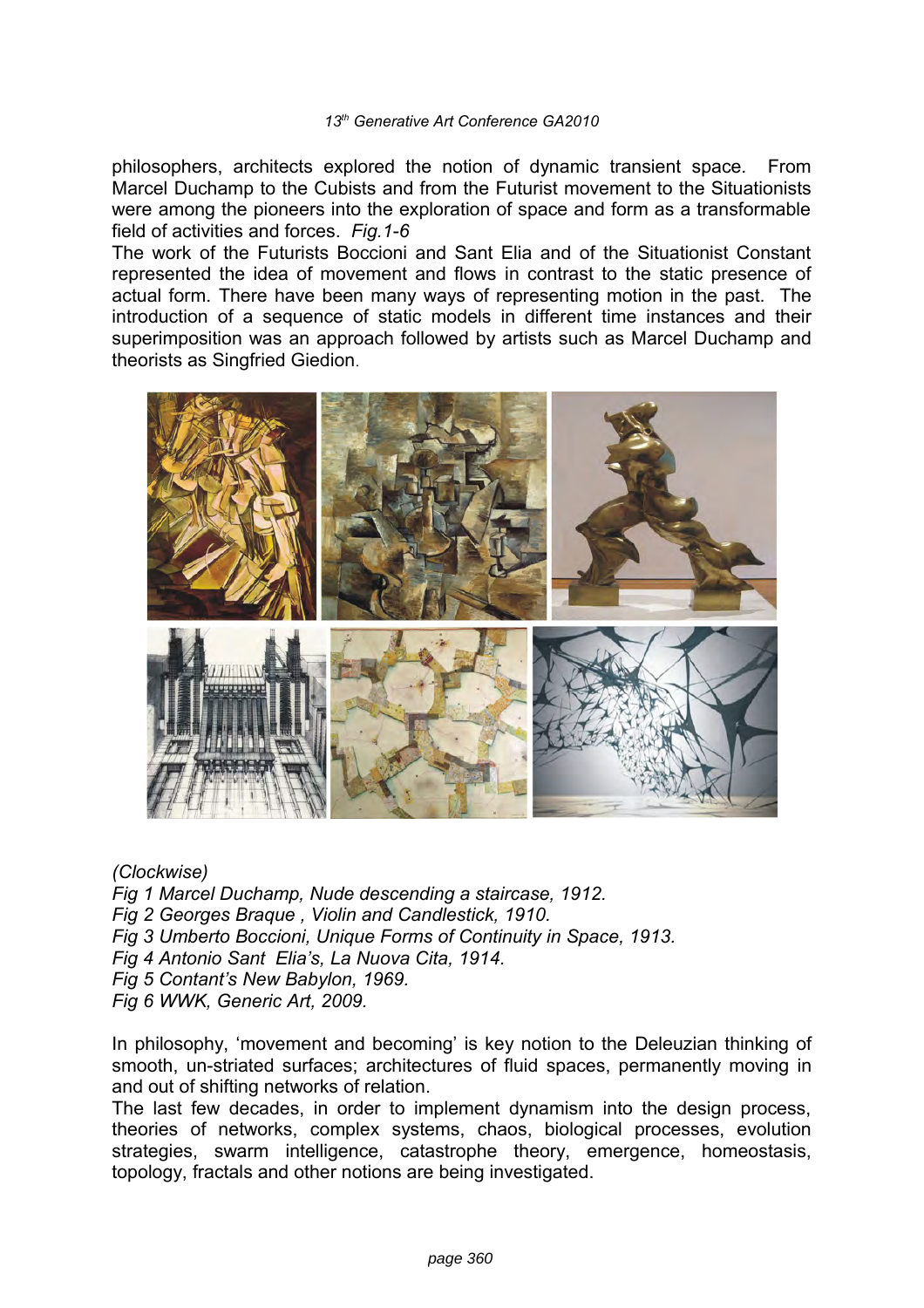philosophers, architects explored the notion of dynamic transient space. From Marcel Duchamp to the Cubists and from the Futurist movement to the Situationists were among the pioneers into the exploration of space and form as a transformable field of activities and forces. *Fig.1-6*

The work of the Futurists Boccioni and Sant Elia and of the Situationist Constant represented the idea of movement and flows in contrast to the static presence of actual form. There have been many ways of representing motion in the past. The introduction of a sequence of static models in different time instances and their superimposition was an approach followed by artists such as Marcel Duchamp and theorists as Singfried Giedion.

*(Clockwise)*

*Fig 1 Marcel Duchamp, Nude descending a staircase, 1912.*

*Fig 2 Georges Braque , Violin and Candlestick, 1910.*

*Fig 3 Umberto Boccioni, Unique Forms of Continuity in Space, 1913.*

*Fig 4 Antonio Sant Elia's, La Nuova Cita, 1914.*

*Fig 5 Contant's New Babylon, 1969.*

*Fig 6 WWK, Generic Art, 2009.*

In philosophy, 'movement and becoming' is key notion to the Deleuzian thinking of smooth, un-striated surfaces; architectures of fluid spaces, permanently moving in and out of shifting networks of relation.

The last few decades, in order to implement dynamism into the design process, theories of networks, complex systems, chaos, biological processes, evolution strategies, swarm intelligence, catastrophe theory, emergence, homeostasis, topology, fractals and other notions are being investigated.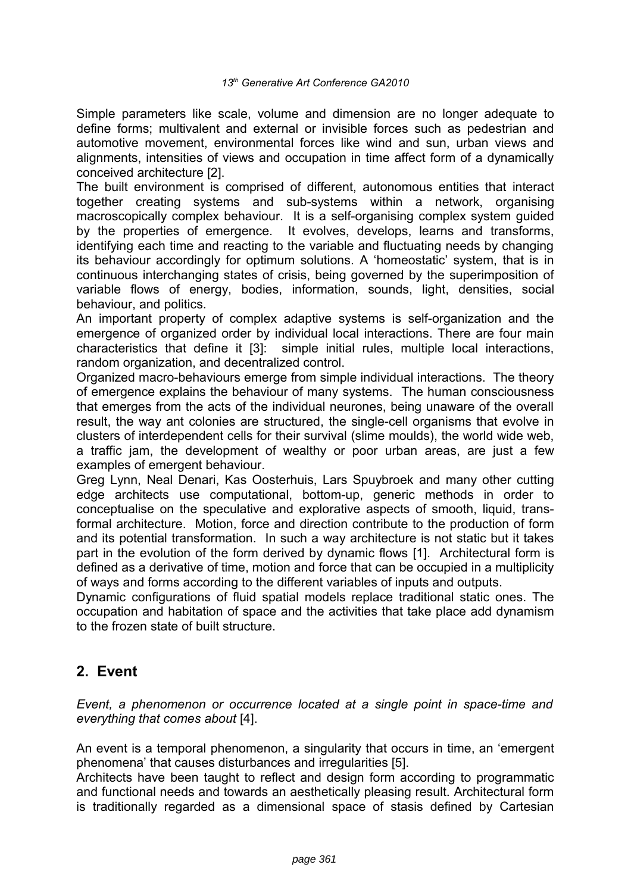Simple parameters like scale, volume and dimension are no longer adequate to define forms; multivalent and external or invisible forces such as pedestrian and automotive movement, environmental forces like wind and sun, urban views and alignments, intensities of views and occupation in time affect form of a dynamically conceived architecture [2].

The built environment is comprised of different, autonomous entities that interact together creating systems and sub-systems within a network, organising macroscopically complex behaviour. It is a self-organising complex system guided by the properties of emergence. It evolves, develops, learns and transforms, identifying each time and reacting to the variable and fluctuating needs by changing its behaviour accordingly for optimum solutions. A 'homeostatic' system, that is in continuous interchanging states of crisis, being governed by the superimposition of variable flows of energy, bodies, information, sounds, light, densities, social behaviour, and politics.

An important property of complex adaptive systems is self-organization and the emergence of organized order by individual local interactions. There are four main characteristics that define it [3]: simple initial rules, multiple local interactions, random organization, and decentralized control.

Organized macro-behaviours emerge from simple individual interactions. The theory of emergence explains the behaviour of many systems. The human consciousness that emerges from the acts of the individual neurones, being unaware of the overall result, the way ant colonies are structured, the single-cell organisms that evolve in clusters of interdependent cells for their survival (slime moulds), the world wide web, a traffic jam, the development of wealthy or poor urban areas, are just a few examples of emergent behaviour.

Greg Lynn, Neal Denari, Kas Oosterhuis, Lars Spuybroek and many other cutting edge architects use computational, bottom-up, generic methods in order to conceptualise on the speculative and explorative aspects of smooth, liquid, trans-formal architecture. Motion, force and direction contribute to the production of form and its potential transformation. In such a way architecture is not static but it takes part in the evolution of the form derived by dynamic flows [1]. Architectural form is defined as a derivative of time, motion and force that can be occupied in a multiplicity of ways and forms according to the different variables of inputs and outputs.

Dynamic configurations of fluid spatial models replace traditional static ones. The occupation and habitation of space and the activities that take place add dynamism to the frozen state of built structure.

## 2. Event

*Event, a phenomenon or occurrence located at a single point in space-time and everything that comes about* [4].

An event is a temporal phenomenon, a singularity that occurs in time, an 'emergent phenomena' that causes disturbances and irregularities [5].

Architects have been taught to reflect and design form according to programmatic and functional needs and towards an aesthetically pleasing result. Architectural form is traditionally regarded as a dimensional space of stasis defined by Cartesian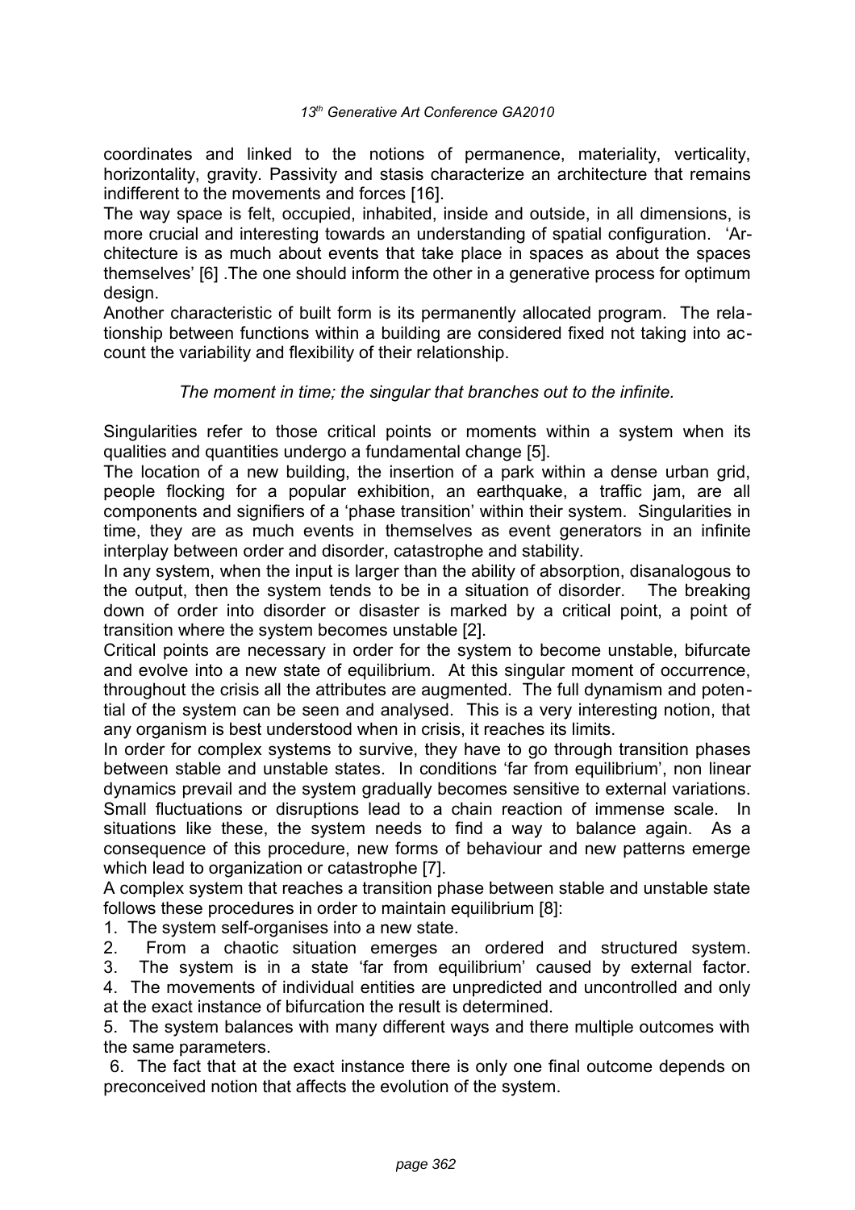coordinates and linked to the notions of permanence, materiality, verticality, horizontality, gravity. Passivity and stasis characterize an architecture that remains indifferent to the movements and forces [16].

The way space is felt, occupied, inhabited, inside and outside, in all dimensions, is more crucial and interesting towards an understanding of spatial configuration. 'Architecture is as much about events that take place in spaces as about the spaces themselves' [6] .The one should inform the other in a generative process for optimum design.

Another characteristic of built form is its permanently allocated program. The relationship between functions within a building are considered fixed not taking into account the variability and flexibility of their relationship.

*The moment in time; the singular that branches out to the infinite.*

Singularities refer to those critical points or moments within a system when its qualities and quantities undergo a fundamental change [5].

The location of a new building, the insertion of a park within a dense urban grid, people flocking for a popular exhibition, an earthquake, a traffic jam, are all components and signifiers of a 'phase transition' within their system. Singularities in time, they are as much events in themselves as event generators in an infinite interplay between order and disorder, catastrophe and stability.

In any system, when the input is larger than the ability of absorption, disanalogous to the output, then the system tends to be in a situation of disorder. The breaking down of order into disorder or disaster is marked by a critical point, a point of transition where the system becomes unstable [2].

Critical points are necessary in order for the system to become unstable, bifurcate and evolve into a new state of equilibrium. At this singular moment of occurrence, throughout the crisis all the attributes are augmented. The full dynamism and potential of the system can be seen and analysed. This is a very interesting notion, that any organism is best understood when in crisis, it reaches its limits.

In order for complex systems to survive, they have to go through transition phases between stable and unstable states. In conditions 'far from equilibrium', non linear dynamics prevail and the system gradually becomes sensitive to external variations. Small fluctuations or disruptions lead to a chain reaction of immense scale. In situations like these, the system needs to find a way to balance again. As a consequence of this procedure, new forms of behaviour and new patterns emerge which lead to organization or catastrophe [7].

A complex system that reaches a transition phase between stable and unstable state follows these procedures in order to maintain equilibrium [8]:

1. The system self-organises into a new state.
2. From a chaotic situation emerges an ordered and structured system.
3. The system is in a state 'far from equilibrium' caused by external factor.
4. The movements of individual entities are unpredicted and uncontrolled and only at the exact instance of bifurcation the result is determined.
5. The system balances with many different ways and there multiple outcomes with the same parameters.
6. The fact that at the exact instance there is only one final outcome depends on preconceived notion that affects the evolution of the system.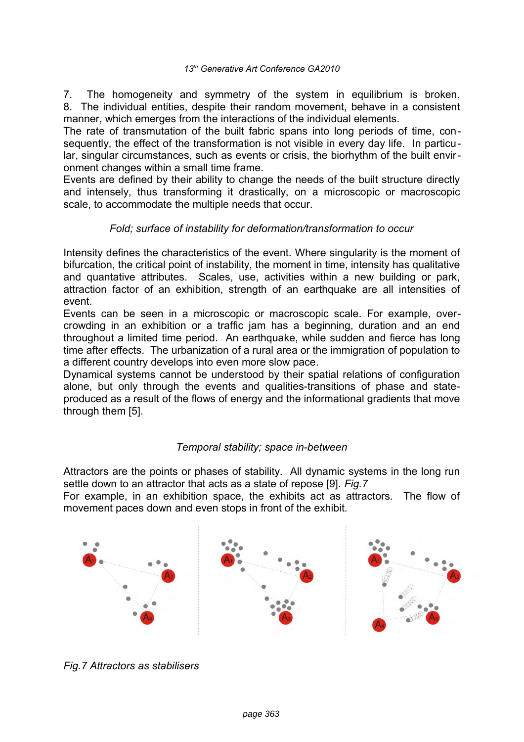7. The homogeneity and symmetry of the system in equilibrium is broken.
8. The individual entities, despite their random movement, behave in a consistent manner, which emerges from the interactions of the individual elements.

The rate of transmutation of the built fabric spans into long periods of time, consequently, the effect of the transformation is not visible in every day life. In particular, singular circumstances, such as events or crisis, the biorhythm of the built environment changes within a small time frame.

Events are defined by their ability to change the needs of the built structure directly and intensely, thus transforming it drastically, on a microscopic or macroscopic scale, to accommodate the multiple needs that occur.

*Fold; surface of instability for deformation/transformation to occur*

Intensity defines the characteristics of the event. Where singularity is the moment of bifurcation, the critical point of instability, the moment in time, intensity has qualitative and quantative attributes. Scales, use, activities within a new building or park, attraction factor of an exhibition, strength of an earthquake are all intensities of event.

Events can be seen in a microscopic or macroscopic scale. For example, overcrowding in an exhibition or a traffic jam has a beginning, duration and an end throughout a limited time period. An earthquake, while sudden and fierce has long time after effects. The urbanization of a rural area or the immigration of population to a different country develops into even more slow pace.

Dynamical systems cannot be understood by their spatial relations of configuration alone, but only through the events and qualities-transitions of phase and state-produced as a result of the flows of energy and the informational gradients that move through them [5].

*Temporal stability; space in-between*

Attractors are the points or phases of stability. All dynamic systems in the long run settle down to an attractor that acts as a state of repose [9]. *Fig.7*

For example, in an exhibition space, the exhibits act as attractors. The flow of movement paces down and even stops in front of the exhibit.

*Fig.7 Attractors as stabilisers*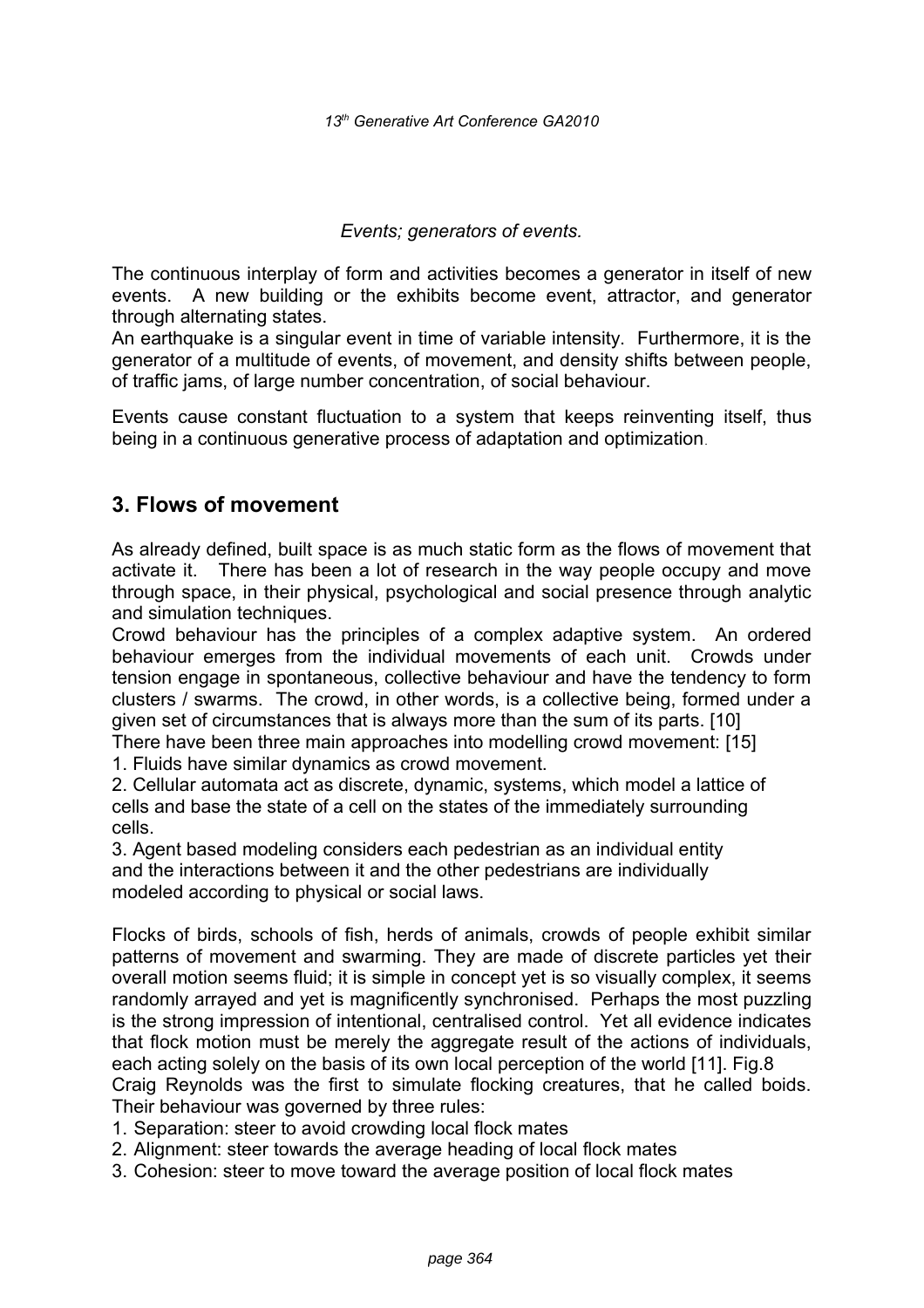*Events; generators of events.*

The continuous interplay of form and activities becomes a generator in itself of new events. A new building or the exhibits become event, attractor, and generator through alternating states.
An earthquake is a singular event in time of variable intensity. Furthermore, it is the generator of a multitude of events, of movement, and density shifts between people, of traffic jams, of large number concentration, of social behaviour.

Events cause constant fluctuation to a system that keeps reinventing itself, thus being in a continuous generative process of adaptation and optimization.

## 3. Flows of movement

As already defined, built space is as much static form as the flows of movement that activate it. There has been a lot of research in the way people occupy and move through space, in their physical, psychological and social presence through analytic and simulation techniques.
Crowd behaviour has the principles of a complex adaptive system. An ordered behaviour emerges from the individual movements of each unit. Crowds under tension engage in spontaneous, collective behaviour and have the tendency to form clusters / swarms. The crowd, in other words, is a collective being, formed under a given set of circumstances that is always more than the sum of its parts. [10]
There have been three main approaches into modelling crowd movement: [15]

1. Fluids have similar dynamics as crowd movement.
2. Cellular automata act as discrete, dynamic, systems, which model a lattice of cells and base the state of a cell on the states of the immediately surrounding cells.
3. Agent based modeling considers each pedestrian as an individual entity and the interactions between it and the other pedestrians are individually modeled according to physical or social laws.

Flocks of birds, schools of fish, herds of animals, crowds of people exhibit similar patterns of movement and swarming. They are made of discrete particles yet their overall motion seems fluid; it is simple in concept yet is so visually complex, it seems randomly arrayed and yet is magnificently synchronised. Perhaps the most puzzling is the strong impression of intentional, centralised control. Yet all evidence indicates that flock motion must be merely the aggregate result of the actions of individuals, each acting solely on the basis of its own local perception of the world [11]. Fig.8
Craig Reynolds was the first to simulate flocking creatures, that he called boids. Their behaviour was governed by three rules:

1. Separation: steer to avoid crowding local flock mates
2. Alignment: steer towards the average heading of local flock mates
3. Cohesion: steer to move toward the average position of local flock mates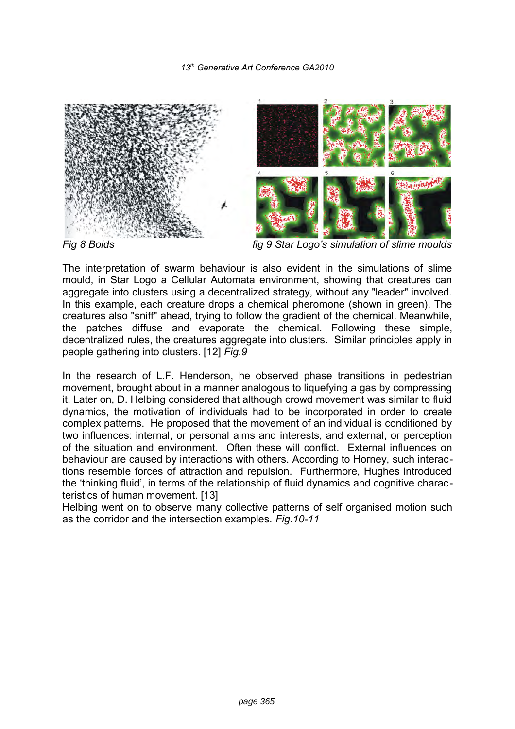*Fig 8 Boids*

*fig 9 Star Logo's simulation of slime moulds*

The interpretation of swarm behaviour is also evident in the simulations of slime mould, in Star Logo a Cellular Automata environment, showing that creatures can aggregate into clusters using a decentralized strategy, without any "leader" involved. In this example, each creature drops a chemical pheromone (shown in green). The creatures also "sniff" ahead, trying to follow the gradient of the chemical. Meanwhile, the patches diffuse and evaporate the chemical. Following these simple, decentralized rules, the creatures aggregate into clusters. Similar principles apply in people gathering into clusters. [12] *Fig.9*

In the research of L.F. Henderson, he observed phase transitions in pedestrian movement, brought about in a manner analogous to liquefying a gas by compressing it. Later on, D. Helbing considered that although crowd movement was similar to fluid dynamics, the motivation of individuals had to be incorporated in order to create complex patterns. He proposed that the movement of an individual is conditioned by two influences: internal, or personal aims and interests, and external, or perception of the situation and environment. Often these will conflict. External influences on behaviour are caused by interactions with others. According to Horney, such interactions resemble forces of attraction and repulsion. Furthermore, Hughes introduced the 'thinking fluid', in terms of the relationship of fluid dynamics and cognitive characteristics of human movement. [13]

Helbing went on to observe many collective patterns of self organised motion such as the corridor and the intersection examples. *Fig.10-11*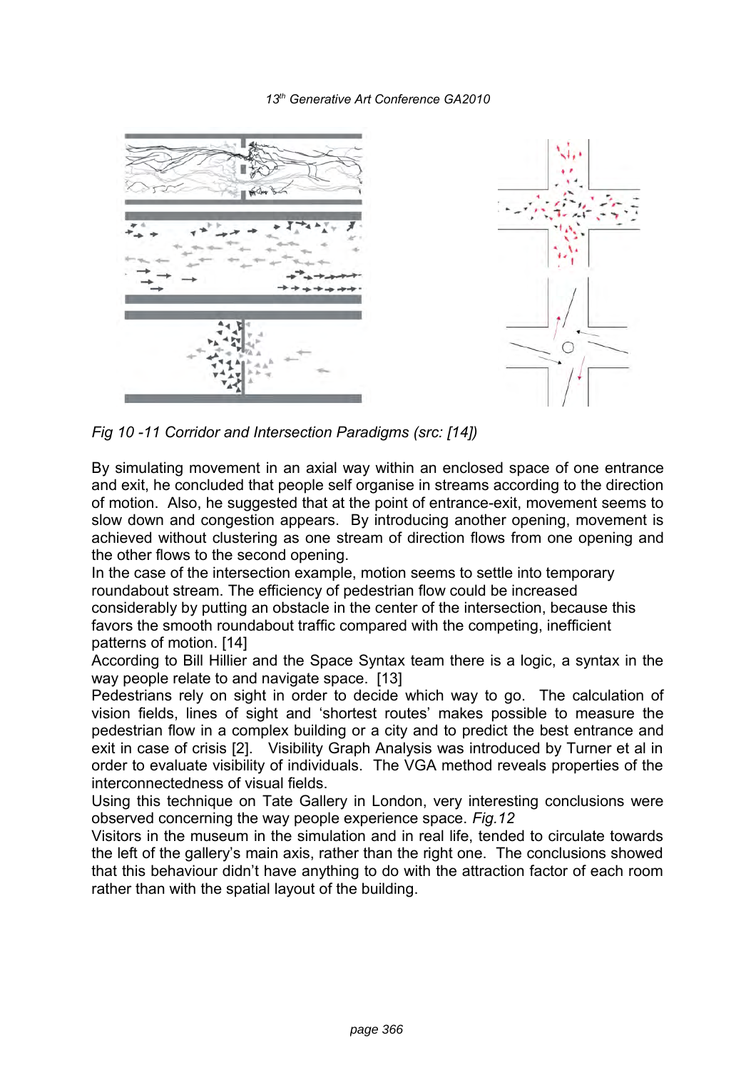*Fig 10 -11 Corridor and Intersection Paradigms (src: [14])*

By simulating movement in an axial way within an enclosed space of one entrance and exit, he concluded that people self organise in streams according to the direction of motion. Also, he suggested that at the point of entrance-exit, movement seems to slow down and congestion appears. By introducing another opening, movement is achieved without clustering as one stream of direction flows from one opening and the other flows to the second opening.

In the case of the intersection example, motion seems to settle into temporary roundabout stream. The efficiency of pedestrian flow could be increased considerably by putting an obstacle in the center of the intersection, because this favors the smooth roundabout traffic compared with the competing, inefficient patterns of motion. [14]

According to Bill Hillier and the Space Syntax team there is a logic, a syntax in the way people relate to and navigate space. [13]

Pedestrians rely on sight in order to decide which way to go. The calculation of vision fields, lines of sight and 'shortest routes' makes possible to measure the pedestrian flow in a complex building or a city and to predict the best entrance and exit in case of crisis [2]. Visibility Graph Analysis was introduced by Turner et al in order to evaluate visibility of individuals. The VGA method reveals properties of the interconnectedness of visual fields.

Using this technique on Tate Gallery in London, very interesting conclusions were observed concerning the way people experience space. *Fig.12*

Visitors in the museum in the simulation and in real life, tended to circulate towards the left of the gallery's main axis, rather than the right one. The conclusions showed that this behaviour didn't have anything to do with the attraction factor of each room rather than with the spatial layout of the building.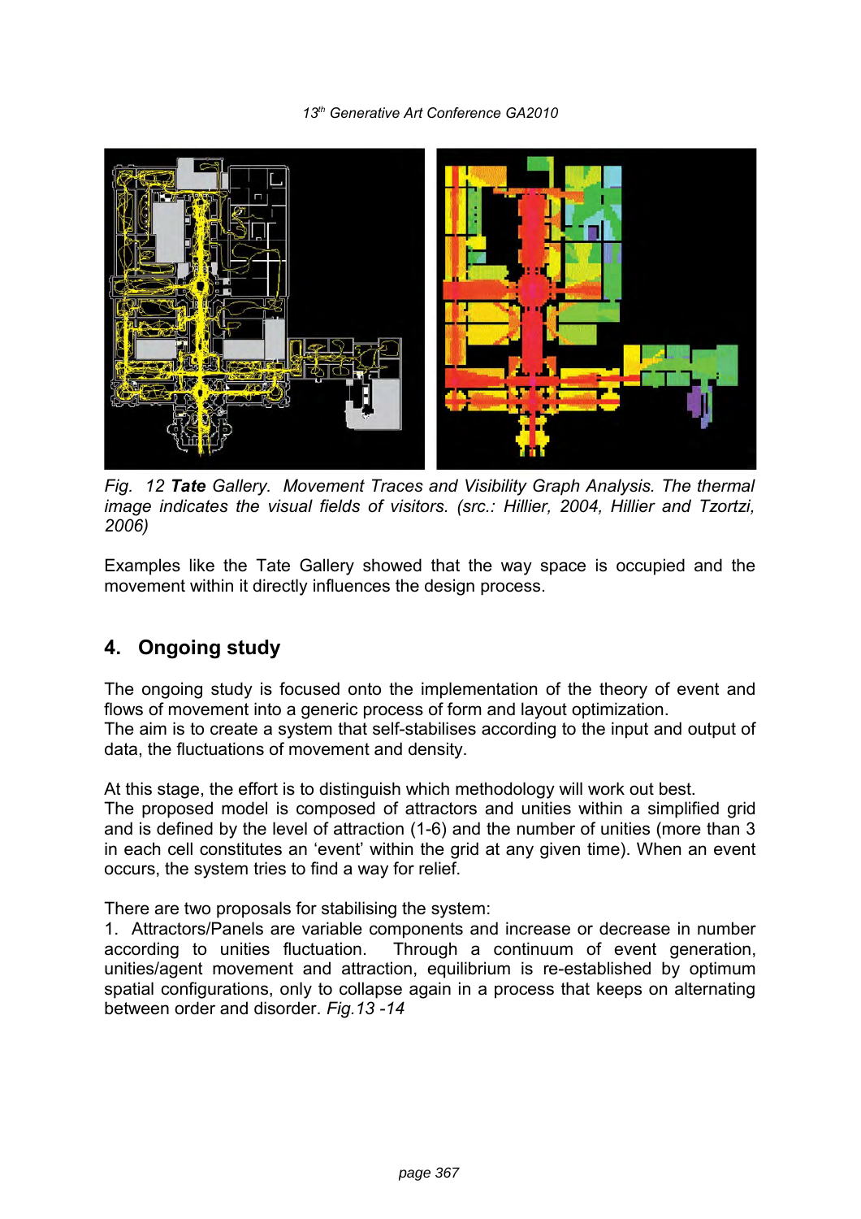*Fig. 12 **Tate** Gallery. Movement Traces and Visibility Graph Analysis. The thermal image indicates the visual fields of visitors. (src.: Hillier, 2004, Hillier and Tzortzi, 2006)*

Examples like the Tate Gallery showed that the way space is occupied and the movement within it directly influences the design process.

## 4. Ongoing study

The ongoing study is focused onto the implementation of the theory of event and flows of movement into a generic process of form and layout optimization.
The aim is to create a system that self-stabilises according to the input and output of data, the fluctuations of movement and density.

At this stage, the effort is to distinguish which methodology will work out best.
The proposed model is composed of attractors and unities within a simplified grid and is defined by the level of attraction (1-6) and the number of unities (more than 3 in each cell constitutes an 'event' within the grid at any given time). When an event occurs, the system tries to find a way for relief.

There are two proposals for stabilising the system:

1. Attractors/Panels are variable components and increase or decrease in number according to unities fluctuation. Through a continuum of event generation, unities/agent movement and attraction, equilibrium is re-established by optimum spatial configurations, only to collapse again in a process that keeps on alternating between order and disorder. *Fig.13 -14*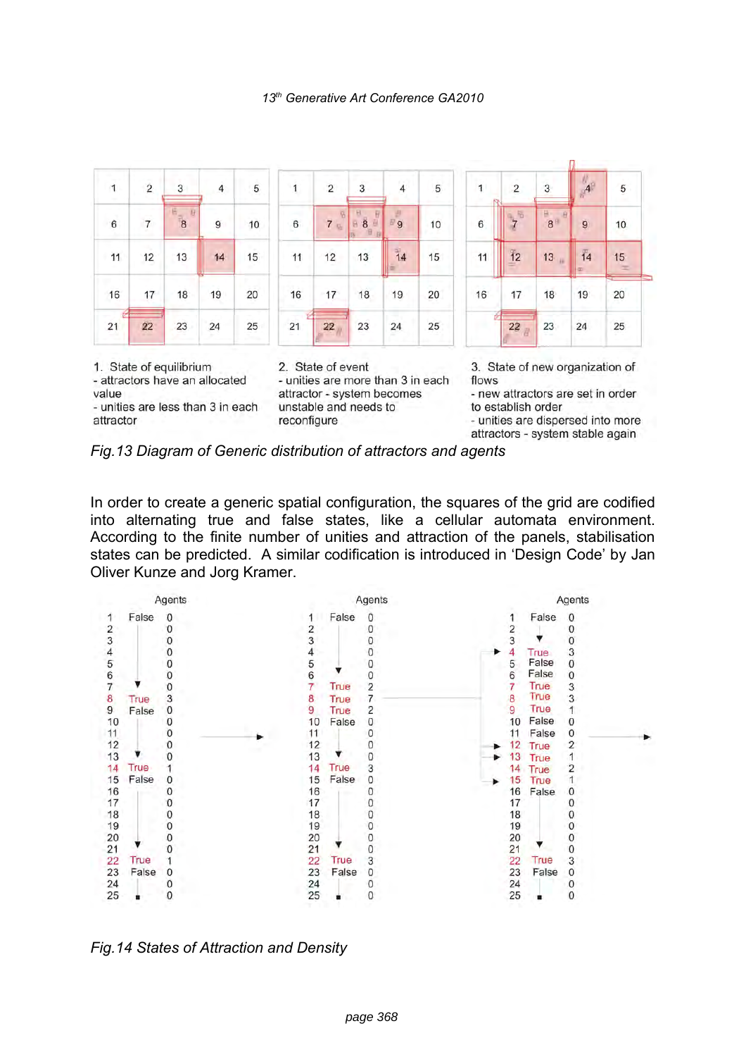| 1 | 2 | 3 | 4 | 5 |
|---|---|---|---|---|
| 6 | 7 | 8 | 9 | 10 |
| 11 | 12 | 13 | 14 | 15 |
| 16 | 17 | 18 | 19 | 20 |
| 21 | 22 | 23 | 24 | 25 |

1. State of equilibrium
- attractors have an allocated value
- unities are less than 3 in each attractor

2. State of event
- unities are more than 3 in each attractor - system becomes unstable and needs to reconfigure

3. State of new organization of flows
- new attractors are set in order to establish order
- unities are dispersed into more attractors - system stable again

*Fig.13 Diagram of Generic distribution of attractors and agents*

In order to create a generic spatial configuration, the squares of the grid are codified into alternating true and false states, like a cellular automata environment. According to the finite number of unities and attraction of the panels, stabilisation states can be predicted. A similar codification is introduced in 'Design Code' by Jan Oliver Kunze and Jorg Kramer.

| | | Agents | | | Agents | | | Agents |
|---|---|---|---|---|---|---|---|---|
| 1 | False | 0 | 1 | False | 0 | 1 | False | 0 |
| 2 | | 0 | 2 | | 0 | 2 | | 0 |
| 3 | | 0 | 3 | | 0 | 3 | | 0 |
| 4 | | 0 | 4 | | 0 | 4 | True | 3 |
| 5 | | 0 | 5 | | 0 | 5 | False | 0 |
| 6 | | 0 | 6 | | 0 | 6 | False | 0 |
| 7 | | 0 | 7 | True | 2 | 7 | True | 3 |
| 8 | True | 3 | 8 | True | 7 | 8 | True | 3 |
| 9 | False | 0 | 9 | True | 2 | 9 | True | 1 |
| 10 | | 0 | 10 | False | 0 | 10 | False | 0 |
| 11 | | 0 | 11 | | 0 | 11 | False | 0 |
| 12 | | 0 | 12 | | 0 | 12 | True | 2 |
| 13 | | 0 | 13 | | 0 | 13 | True | 1 |
| 14 | True | 1 | 14 | True | 3 | 14 | True | 2 |
| 15 | False | 0 | 15 | False | 0 | 15 | True | 1 |
| 16 | | 0 | 16 | | 0 | 16 | False | 0 |
| 17 | | 0 | 17 | | 0 | 17 | | 0 |
| 18 | | 0 | 18 | | 0 | 18 | | 0 |
| 19 | | 0 | 19 | | 0 | 19 | | 0 |
| 20 | | 0 | 20 | | 0 | 20 | | 0 |
| 21 | | 0 | 21 | | 0 | 21 | | 0 |
| 22 | True | 1 | 22 | True | 3 | 22 | True | 3 |
| 23 | False | 0 | 23 | False | 0 | 23 | False | 0 |
| 24 | | 0 | 24 | | 0 | 24 | | 0 |
| 25 | | 0 | 25 | | 0 | 25 | | 0 |

*Fig.14 States of Attraction and Density*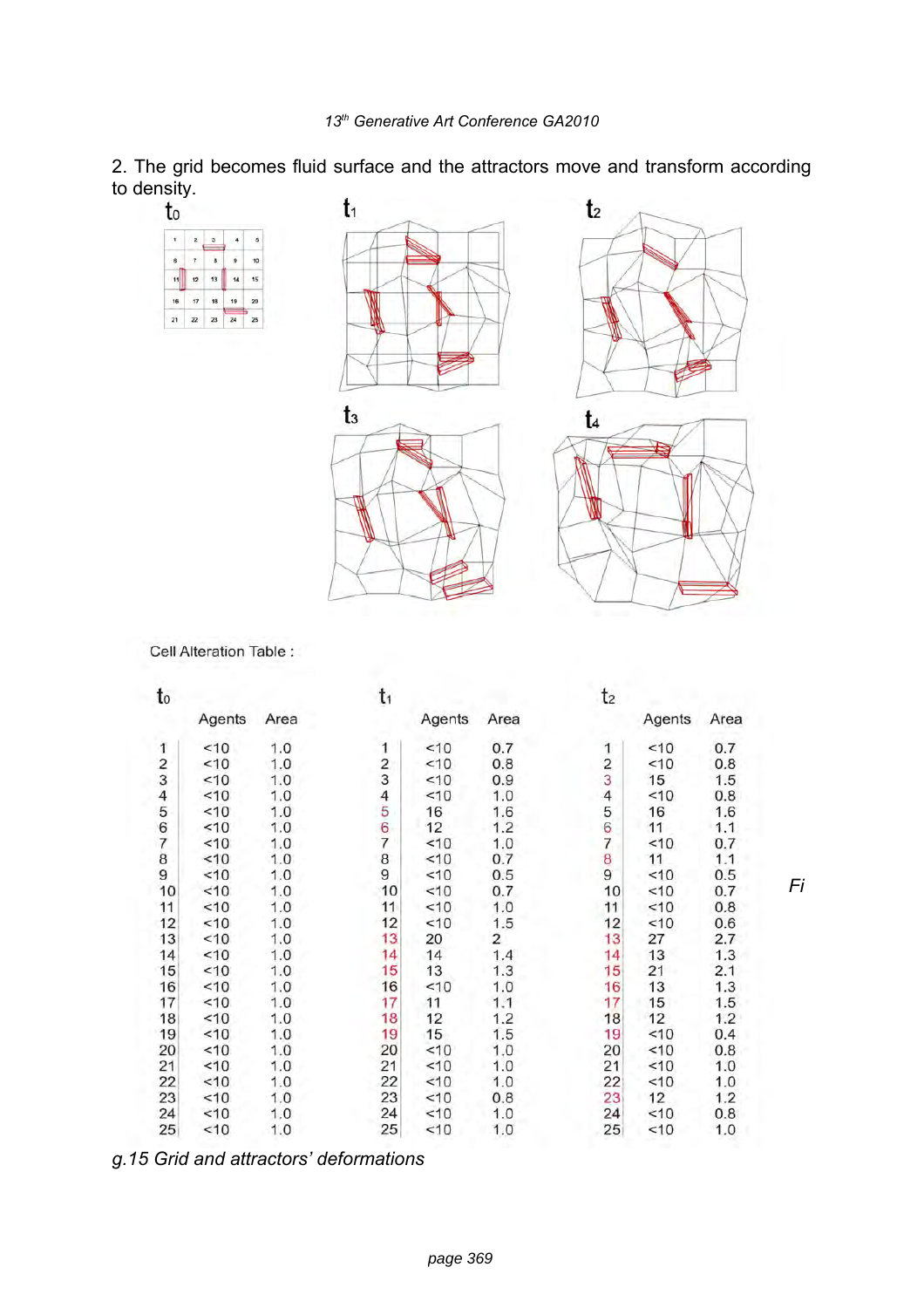2. The grid becomes fluid surface and the attractors move and transform according to density.

$t_0$ $t_1$ $t_2$ $t_3$ $t_4$

Cell Alteration Table :

| | $t_0$ | | | $t_1$ | | | $t_2$ | |
|---|---|---|---|---|---|---|---|---|
| | Agents | Area | | Agents | Area | | Agents | Area |
| 1 | <10 | 1.0 | 1 | <10 | 0.7 | 1 | <10 | 0.7 |
| 2 | <10 | 1.0 | 2 | <10 | 0.8 | 2 | <10 | 0.8 |
| 3 | <10 | 1.0 | 3 | <10 | 0.9 | 3 | 15 | 1.5 |
| 4 | <10 | 1.0 | 4 | <10 | 1.0 | 4 | <10 | 0.8 |
| 5 | <10 | 1.0 | 5 | 16 | 1.6 | 5 | 16 | 1.6 |
| 6 | <10 | 1.0 | 6 | 12 | 1.2 | 6 | 11 | 1.1 |
| 7 | <10 | 1.0 | 7 | <10 | 1.0 | 7 | <10 | 0.7 |
| 8 | <10 | 1.0 | 8 | <10 | 0.7 | 8 | 11 | 1.1 |
| 9 | <10 | 1.0 | 9 | <10 | 0.5 | 9 | <10 | 0.5 |
| 10 | <10 | 1.0 | 10 | <10 | 0.7 | 10 | <10 | 0.7 |
| 11 | <10 | 1.0 | 11 | <10 | 1.0 | 11 | <10 | 0.8 |
| 12 | <10 | 1.0 | 12 | <10 | 1.5 | 12 | <10 | 0.6 |
| 13 | <10 | 1.0 | 13 | 20 | 2 | 13 | 27 | 2.7 |
| 14 | <10 | 1.0 | 14 | 14 | 1.4 | 14 | 13 | 1.3 |
| 15 | <10 | 1.0 | 15 | 13 | 1.3 | 15 | 21 | 2.1 |
| 16 | <10 | 1.0 | 16 | <10 | 1.0 | 16 | 13 | 1.3 |
| 17 | <10 | 1.0 | 17 | 11 | 1.1 | 17 | 15 | 1.5 |
| 18 | <10 | 1.0 | 18 | 12 | 1.2 | 18 | 12 | 1.2 |
| 19 | <10 | 1.0 | 19 | 15 | 1.5 | 19 | <10 | 0.4 |
| 20 | <10 | 1.0 | 20 | <10 | 1.0 | 20 | <10 | 0.8 |
| 21 | <10 | 1.0 | 21 | <10 | 1.0 | 21 | <10 | 1.0 |
| 22 | <10 | 1.0 | 22 | <10 | 1.0 | 22 | <10 | 1.0 |
| 23 | <10 | 1.0 | 23 | <10 | 0.8 | 23 | 12 | 1.2 |
| 24 | <10 | 1.0 | 24 | <10 | 1.0 | 24 | <10 | 0.8 |
| 25 | <10 | 1.0 | 25 | <10 | 1.0 | 25 | <10 | 1.0 |

*Fig.15 Grid and attractors' deformations*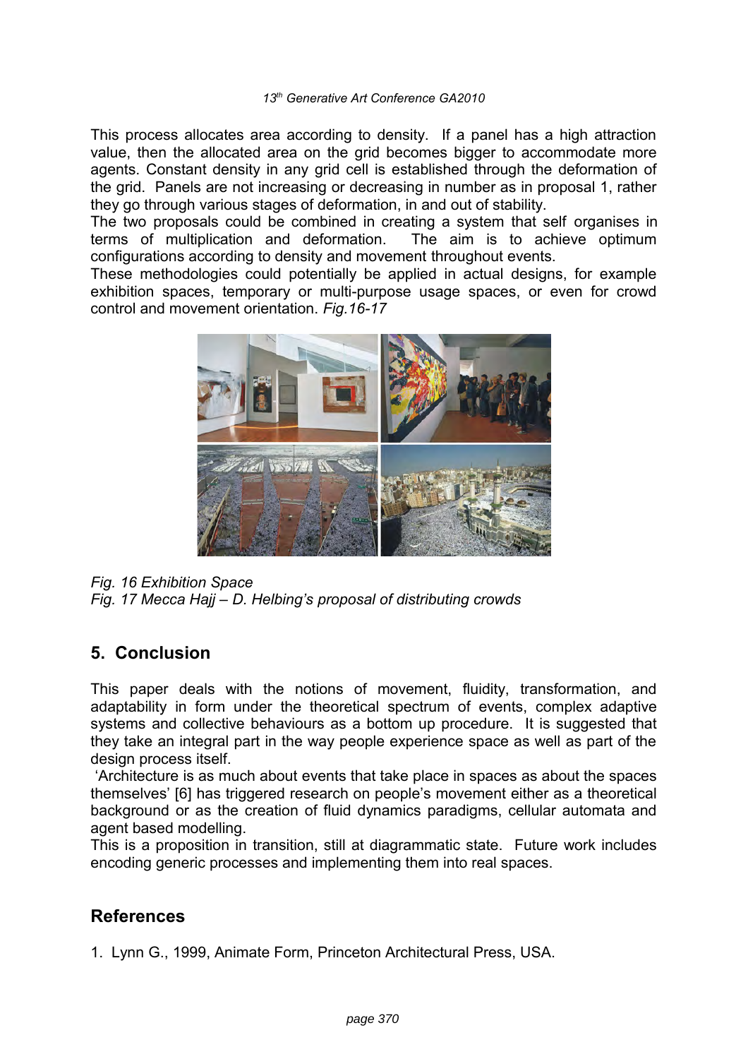This process allocates area according to density. If a panel has a high attraction value, then the allocated area on the grid becomes bigger to accommodate more agents. Constant density in any grid cell is established through the deformation of the grid. Panels are not increasing or decreasing in number as in proposal 1, rather they go through various stages of deformation, in and out of stability.
The two proposals could be combined in creating a system that self organises in terms of multiplication and deformation. The aim is to achieve optimum configurations according to density and movement throughout events.
These methodologies could potentially be applied in actual designs, for example exhibition spaces, temporary or multi-purpose usage spaces, or even for crowd control and movement orientation. *Fig.16-17*

*Fig. 16 Exhibition Space*
*Fig. 17 Mecca Hajj – D. Helbing's proposal of distributing crowds*

## 5. Conclusion

This paper deals with the notions of movement, fluidity, transformation, and adaptability in form under the theoretical spectrum of events, complex adaptive systems and collective behaviours as a bottom up procedure. It is suggested that they take an integral part in the way people experience space as well as part of the design process itself.
'Architecture is as much about events that take place in spaces as about the spaces themselves' [6] has triggered research on people's movement either as a theoretical background or as the creation of fluid dynamics paradigms, cellular automata and agent based modelling.
This is a proposition in transition, still at diagrammatic state. Future work includes encoding generic processes and implementing them into real spaces.

## References

1. Lynn G., 1999, Animate Form, Princeton Architectural Press, USA.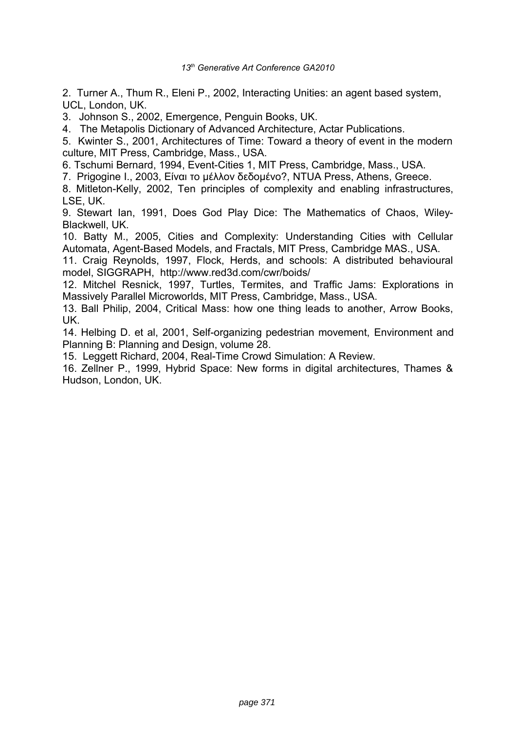2. Turner A., Thum R., Eleni P., 2002, Interacting Unities: an agent based system, UCL, London, UK.
3. Johnson S., 2002, Emergence, Penguin Books, UK.
4. The Metapolis Dictionary of Advanced Architecture, Actar Publications.
5. Kwinter S., 2001, Architectures of Time: Toward a theory of event in the modern culture, MIT Press, Cambridge, Mass., USA.
6. Tschumi Bernard, 1994, Event-Cities 1, MIT Press, Cambridge, Mass., USA.
7. Prigogine I., 2003, Είναι το μέλλον δεδομένο?, NTUA Press, Athens, Greece.
8. Mitleton-Kelly, 2002, Ten principles of complexity and enabling infrastructures, LSE, UK.
9. Stewart Ian, 1991, Does God Play Dice: The Mathematics of Chaos, Wiley-Blackwell, UK.
10. Batty M., 2005, Cities and Complexity: Understanding Cities with Cellular Automata, Agent-Based Models, and Fractals, MIT Press, Cambridge MAS., USA.
11. Craig Reynolds, 1997, Flock, Herds, and schools: A distributed behavioural model, SIGGRAPH, http://www.red3d.com/cwr/boids/
12. Mitchel Resnick, 1997, Turtles, Termites, and Traffic Jams: Explorations in Massively Parallel Microworlds, MIT Press, Cambridge, Mass., USA.
13. Ball Philip, 2004, Critical Mass: how one thing leads to another, Arrow Books, UK.
14. Helbing D. et al, 2001, Self-organizing pedestrian movement, Environment and Planning B: Planning and Design, volume 28.
15. Leggett Richard, 2004, Real-Time Crowd Simulation: A Review.
16. Zellner P., 1999, Hybrid Space: New forms in digital architectures, Thames & Hudson, London, UK.